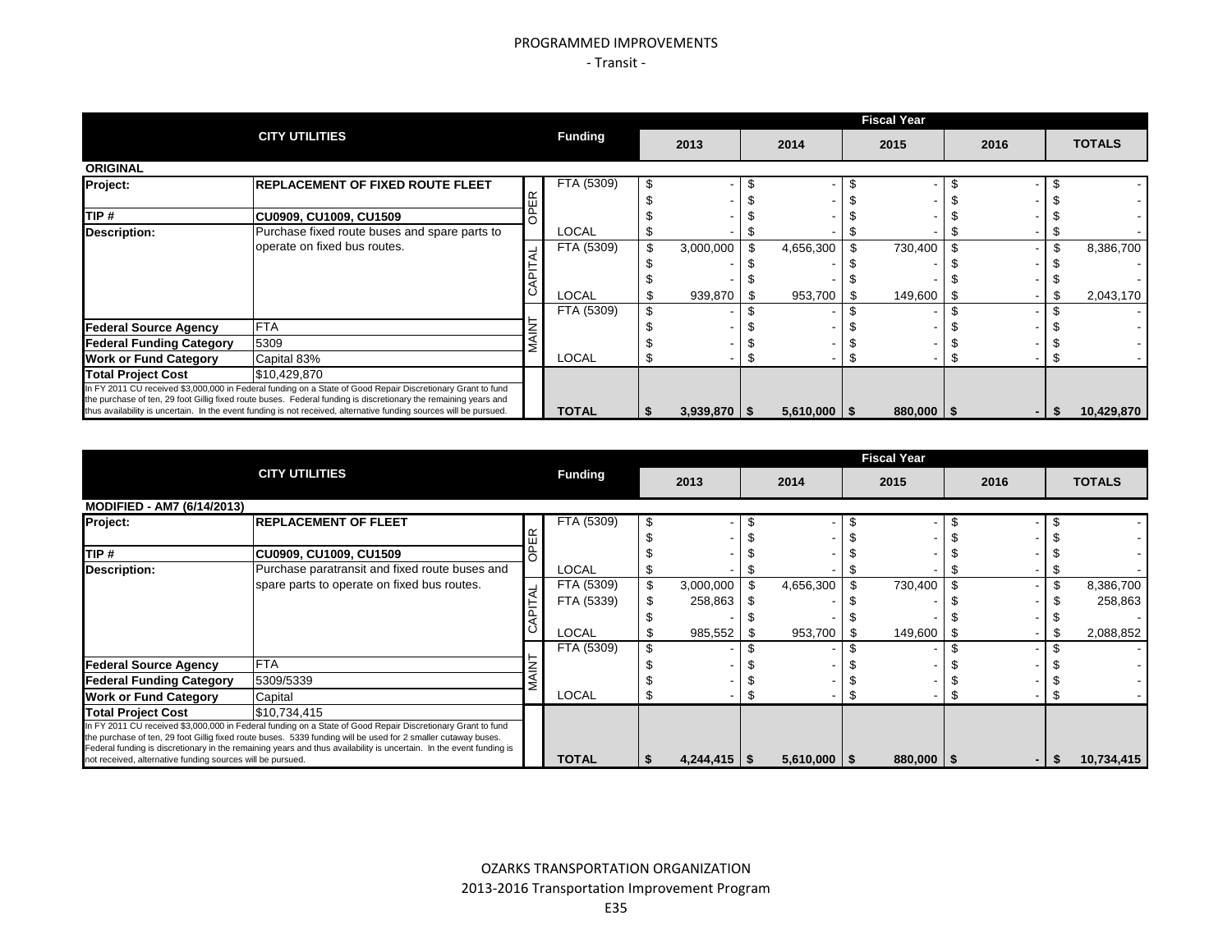# PROGRAMMED IMPROVEMENTS
## - Transit -

| CITY UTILITIES | | | Funding | 2013 | 2014 | 2015 | 2016 | TOTALS |
|---|---|---|---|---|---|---|---|---|
| **ORIGINAL** | | | | | | | | |
| **Project:** | **REPLACEMENT OF FIXED ROUTE FLEET** | OPER | FTA (5309) | $ - | $ - | $ - | $ - | $ - |
| | | | | $ - | $ - | $ - | $ - | $ - |
| **TIP #** | **CU0909, CU1009, CU1509** | | | $ - | $ - | $ - | $ - | $ - |
| **Description:** | Purchase fixed route buses and spare parts to operate on fixed bus routes. | | LOCAL | $ - | $ - | $ - | $ - | $ - |
| | | CAPITAL | FTA (5309) | $ 3,000,000 | $ 4,656,300 | $ 730,400 | $ - | $ 8,386,700 |
| | | | | $ - | $ - | $ - | $ - | $ - |
| | | | | $ - | $ - | $ - | $ - | $ - |
| | | | LOCAL | $ 939,870 | $ 953,700 | $ 149,600 | $ - | $ 2,043,170 |
| | | MAINT | FTA (5309) | $ - | $ - | $ - | $ - | $ - |
| **Federal Source Agency** | FTA | | | $ - | $ - | $ - | $ - | $ - |
| **Federal Funding Category** | 5309 | | | $ - | $ - | $ - | $ - | $ - |
| **Work or Fund Category** | Capital 83% | | LOCAL | $ - | $ - | $ - | $ - | $ - |
| **Total Project Cost** | $10,429,870 | | | | | | | |
| In FY 2011 CU received $3,000,000 in Federal funding on a State of Good Repair Discretionary Grant to fund the purchase of ten, 29 foot Gillig fixed route buses. Federal funding is discretionary in the remaining years and thus availability is uncertain. In the event funding is not received, alternative funding sources will be pursued. | | | **TOTAL** | **$ 3,939,870** | **$ 5,610,000** | **$ 880,000** | **$ -** | **$ 10,429,870** |

| CITY UTILITIES | | | Funding | 2013 | 2014 | 2015 | 2016 | TOTALS |
|---|---|---|---|---|---|---|---|---|
| **MODIFIED - AM7 (6/14/2013)** | | | | | | | | |
| **Project:** | **REPLACEMENT OF FLEET** | OPER | FTA (5309) | $ - | $ - | $ - | $ - | $ - |
| | | | | $ - | $ - | $ - | $ - | $ - |
| **TIP #** | **CU0909, CU1009, CU1509** | | | $ - | $ - | $ - | $ - | $ - |
| **Description:** | Purchase paratransit and fixed route buses and spare parts to operate on fixed bus routes. | | LOCAL | $ - | $ - | $ - | $ - | $ - |
| | | CAPITAL | FTA (5309) | $ 3,000,000 | $ 4,656,300 | $ 730,400 | $ - | $ 8,386,700 |
| | | | FTA (5339) | $ 258,863 | $ - | $ - | $ - | $ 258,863 |
| | | | | $ - | $ - | $ - | $ - | $ - |
| | | | LOCAL | $ 985,552 | $ 953,700 | $ 149,600 | $ - | $ 2,088,852 |
| | | MAINT | FTA (5309) | $ - | $ - | $ - | $ - | $ - |
| **Federal Source Agency** | FTA | | | $ - | $ - | $ - | $ - | $ - |
| **Federal Funding Category** | 5309/5339 | | | $ - | $ - | $ - | $ - | $ - |
| **Work or Fund Category** | Capital | | LOCAL | $ - | $ - | $ - | $ - | $ - |
| **Total Project Cost** | $10,734,415 | | | | | | | |
| In FY 2011 CU received $3,000,000 in Federal funding on a State of Good Repair Discretionary Grant to fund the purchase of ten, 29 foot Gillig fixed route buses. 5339 funding will be used for 2 smaller cutaway buses. Federal funding is discretionary in the remaining years and thus availability is uncertain. In the event funding is not received, alternative funding sources will be pursued. | | | **TOTAL** | **$ 4,244,415** | **$ 5,610,000** | **$ 880,000** | **$ -** | **$ 10,734,415** |

OZARKS TRANSPORTATION ORGANIZATION
2013-2016 Transportation Improvement Program
E35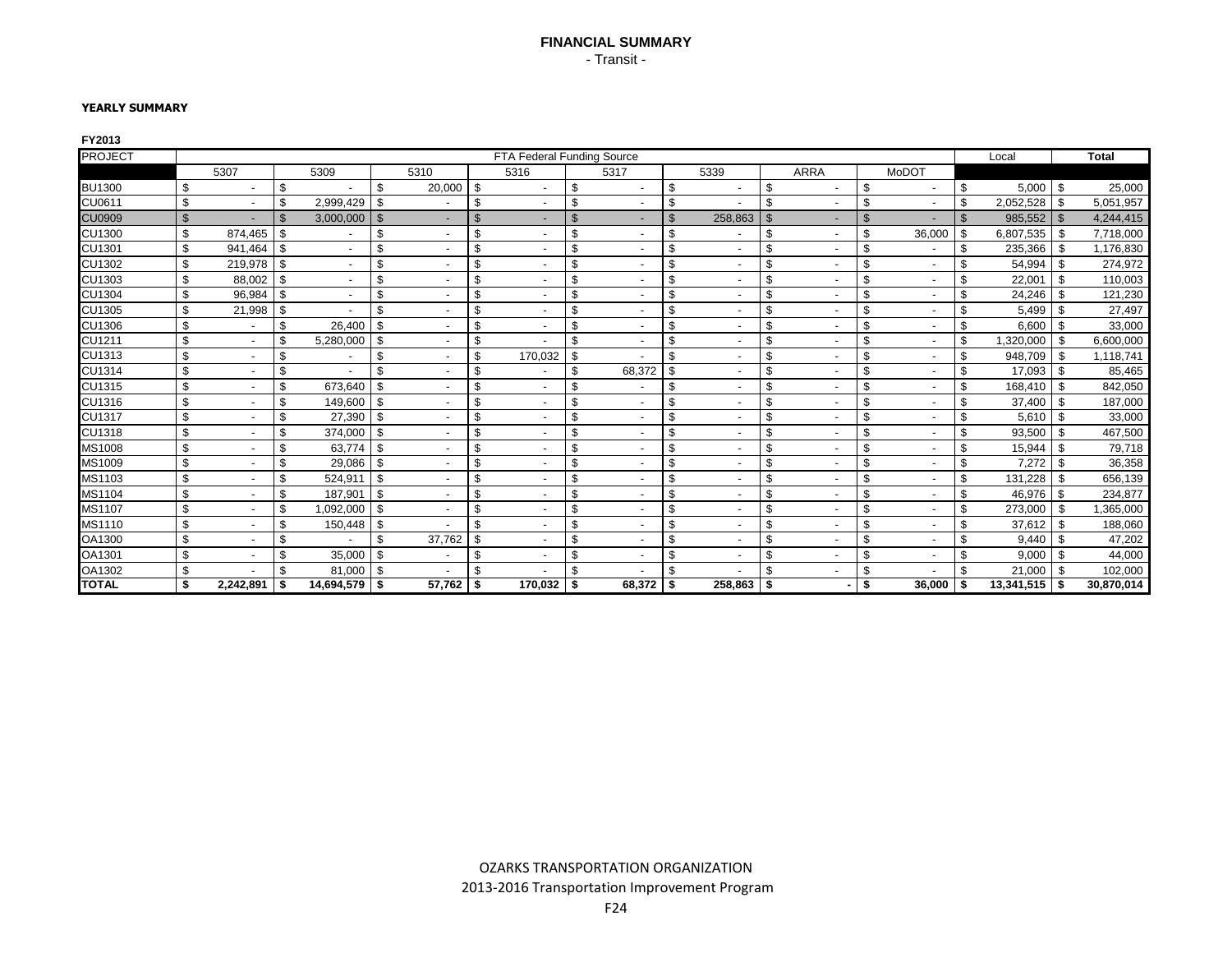# FINANCIAL SUMMARY

- Transit -

**YEARLY SUMMARY**

**FY2013**

| PROJECT | FTA Federal Funding Source | | | | | | | | Local | Total |
|---|---|---|---|---|---|---|---|---|---|---|
| | 5307 | 5309 | 5310 | 5316 | 5317 | 5339 | ARRA | MoDOT | | |
| BU1300 | $ - | $ - | $ 20,000 | $ - | $ - | $ - | $ - | $ - | $ 5,000 | $ 25,000 |
| CU0611 | $ - | $ 2,999,429 | $ - | $ - | $ - | $ - | $ - | $ - | $ 2,052,528 | $ 5,051,957 |
| CU0909 | $ - | $ 3,000,000 | $ - | $ - | $ - | $ 258,863 | $ - | $ - | $ 985,552 | $ 4,244,415 |
| CU1300 | $ 874,465 | $ - | $ - | $ - | $ - | $ - | $ - | $ 36,000 | $ 6,807,535 | $ 7,718,000 |
| CU1301 | $ 941,464 | $ - | $ - | $ - | $ - | $ - | $ - | $ - | $ 235,366 | $ 1,176,830 |
| CU1302 | $ 219,978 | $ - | $ - | $ - | $ - | $ - | $ - | $ - | $ 54,994 | $ 274,972 |
| CU1303 | $ 88,002 | $ - | $ - | $ - | $ - | $ - | $ - | $ - | $ 22,001 | $ 110,003 |
| CU1304 | $ 96,984 | $ - | $ - | $ - | $ - | $ - | $ - | $ - | $ 24,246 | $ 121,230 |
| CU1305 | $ 21,998 | $ - | $ - | $ - | $ - | $ - | $ - | $ - | $ 5,499 | $ 27,497 |
| CU1306 | $ - | $ 26,400 | $ - | $ - | $ - | $ - | $ - | $ - | $ 6,600 | $ 33,000 |
| CU1211 | $ - | $ 5,280,000 | $ - | $ - | $ - | $ - | $ - | $ - | $ 1,320,000 | $ 6,600,000 |
| CU1313 | $ - | $ - | $ - | $ 170,032 | $ - | $ - | $ - | $ - | $ 948,709 | $ 1,118,741 |
| CU1314 | $ - | $ - | $ - | $ - | $ 68,372 | $ - | $ - | $ - | $ 17,093 | $ 85,465 |
| CU1315 | $ - | $ 673,640 | $ - | $ - | $ - | $ - | $ - | $ - | $ 168,410 | $ 842,050 |
| CU1316 | $ - | $ 149,600 | $ - | $ - | $ - | $ - | $ - | $ - | $ 37,400 | $ 187,000 |
| CU1317 | $ - | $ 27,390 | $ - | $ - | $ - | $ - | $ - | $ - | $ 5,610 | $ 33,000 |
| CU1318 | $ - | $ 374,000 | $ - | $ - | $ - | $ - | $ - | $ - | $ 93,500 | $ 467,500 |
| MS1008 | $ - | $ 63,774 | $ - | $ - | $ - | $ - | $ - | $ - | $ 15,944 | $ 79,718 |
| MS1009 | $ - | $ 29,086 | $ - | $ - | $ - | $ - | $ - | $ - | $ 7,272 | $ 36,358 |
| MS1103 | $ - | $ 524,911 | $ - | $ - | $ - | $ - | $ - | $ - | $ 131,228 | $ 656,139 |
| MS1104 | $ - | $ 187,901 | $ - | $ - | $ - | $ - | $ - | $ - | $ 46,976 | $ 234,877 |
| MS1107 | $ - | $ 1,092,000 | $ - | $ - | $ - | $ - | $ - | $ - | $ 273,000 | $ 1,365,000 |
| MS1110 | $ - | $ 150,448 | $ - | $ - | $ - | $ - | $ - | $ - | $ 37,612 | $ 188,060 |
| OA1300 | $ - | $ - | $ 37,762 | $ - | $ - | $ - | $ - | $ - | $ 9,440 | $ 47,202 |
| OA1301 | $ - | $ 35,000 | $ - | $ - | $ - | $ - | $ - | $ - | $ 9,000 | $ 44,000 |
| OA1302 | $ - | $ 81,000 | $ - | $ - | $ - | $ - | $ - | $ - | $ 21,000 | $ 102,000 |
| **TOTAL** | **$ 2,242,891** | **$ 14,694,579** | **$ 57,762** | **$ 170,032** | **$ 68,372** | **$ 258,863** | **$ -** | **$ 36,000** | **$ 13,341,515** | **$ 30,870,014** |

OZARKS TRANSPORTATION ORGANIZATION

2013-2016 Transportation Improvement Program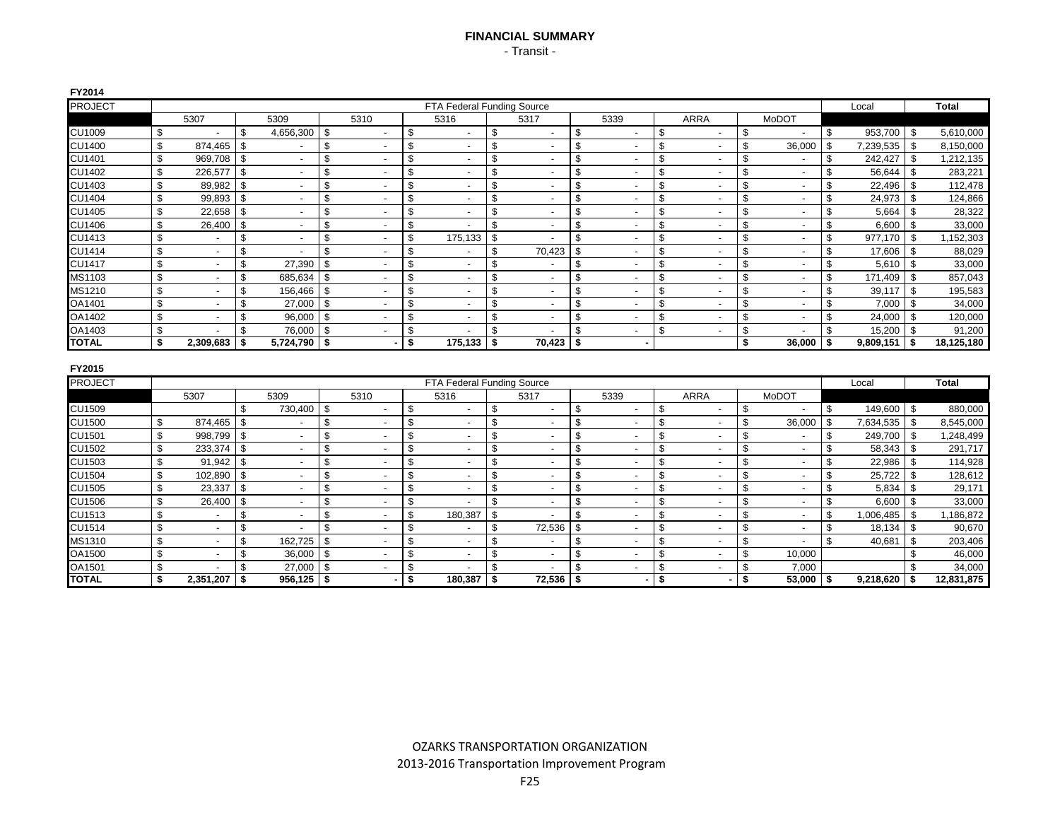# FINANCIAL SUMMARY

- Transit -

**FY2014**

| PROJECT | FTA Federal Funding Source | | | | | | | | Local | Total |
|---|---|---|---|---|---|---|---|---|---|---|
| | 5307 | 5309 | 5310 | 5316 | 5317 | 5339 | ARRA | MoDOT | | |
| CU1009 | $ - | $ 4,656,300 | $ - | $ - | $ - | $ - | $ - | $ - | $ 953,700 | $ 5,610,000 |
| CU1400 | $ 874,465 | $ - | $ - | $ - | $ - | $ - | $ - | $ 36,000 | $ 7,239,535 | $ 8,150,000 |
| CU1401 | $ 969,708 | $ - | $ - | $ - | $ - | $ - | $ - | $ - | $ 242,427 | $ 1,212,135 |
| CU1402 | $ 226,577 | $ - | $ - | $ - | $ - | $ - | $ - | $ - | $ 56,644 | $ 283,221 |
| CU1403 | $ 89,982 | $ - | $ - | $ - | $ - | $ - | $ - | $ - | $ 22,496 | $ 112,478 |
| CU1404 | $ 99,893 | $ - | $ - | $ - | $ - | $ - | $ - | $ - | $ 24,973 | $ 124,866 |
| CU1405 | $ 22,658 | $ - | $ - | $ - | $ - | $ - | $ - | $ - | $ 5,664 | $ 28,322 |
| CU1406 | $ 26,400 | $ - | $ - | $ - | $ - | $ - | $ - | $ - | $ 6,600 | $ 33,000 |
| CU1413 | $ - | $ - | $ - | $ 175,133 | $ - | $ - | $ - | $ - | $ 977,170 | $ 1,152,303 |
| CU1414 | $ - | $ - | $ - | $ - | $ 70,423 | $ - | $ - | $ - | $ 17,606 | $ 88,029 |
| CU1417 | $ - | $ 27,390 | $ - | $ - | $ - | $ - | $ - | $ - | $ 5,610 | $ 33,000 |
| MS1103 | $ - | $ 685,634 | $ - | $ - | $ - | $ - | $ - | $ - | $ 171,409 | $ 857,043 |
| MS1210 | $ - | $ 156,466 | $ - | $ - | $ - | $ - | $ - | $ - | $ 39,117 | $ 195,583 |
| OA1401 | $ - | $ 27,000 | $ - | $ - | $ - | $ - | $ - | $ - | $ 7,000 | $ 34,000 |
| OA1402 | $ - | $ 96,000 | $ - | $ - | $ - | $ - | $ - | $ - | $ 24,000 | $ 120,000 |
| OA1403 | $ - | $ 76,000 | $ - | $ - | $ - | $ - | $ - | $ - | $ 15,200 | $ 91,200 |
| **TOTAL** | **$ 2,309,683** | **$ 5,724,790** | **$ -** | **$ 175,133** | **$ 70,423** | **$ -** | | **$ 36,000** | **$ 9,809,151** | **$ 18,125,180** |

**FY2015**

| PROJECT | FTA Federal Funding Source | | | | | | | | Local | Total |
|---|---|---|---|---|---|---|---|---|---|---|
| | 5307 | 5309 | 5310 | 5316 | 5317 | 5339 | ARRA | MoDOT | | |
| CU1509 | | $ 730,400 | $ - | $ - | $ - | $ - | $ - | $ - | $ 149,600 | $ 880,000 |
| CU1500 | $ 874,465 | $ - | $ - | $ - | $ - | $ - | $ - | $ 36,000 | $ 7,634,535 | $ 8,545,000 |
| CU1501 | $ 998,799 | $ - | $ - | $ - | $ - | $ - | $ - | $ - | $ 249,700 | $ 1,248,499 |
| CU1502 | $ 233,374 | $ - | $ - | $ - | $ - | $ - | $ - | $ - | $ 58,343 | $ 291,717 |
| CU1503 | $ 91,942 | $ - | $ - | $ - | $ - | $ - | $ - | $ - | $ 22,986 | $ 114,928 |
| CU1504 | $ 102,890 | $ - | $ - | $ - | $ - | $ - | $ - | $ - | $ 25,722 | $ 128,612 |
| CU1505 | $ 23,337 | $ - | $ - | $ - | $ - | $ - | $ - | $ - | $ 5,834 | $ 29,171 |
| CU1506 | $ 26,400 | $ - | $ - | $ - | $ - | $ - | $ - | $ - | $ 6,600 | $ 33,000 |
| CU1513 | $ - | $ - | $ - | $ 180,387 | $ - | $ - | $ - | $ - | $ 1,006,485 | $ 1,186,872 |
| CU1514 | $ - | $ - | $ - | $ - | $ 72,536 | $ - | $ - | $ - | $ 18,134 | $ 90,670 |
| MS1310 | $ - | $ 162,725 | $ - | $ - | $ - | $ - | $ - | $ - | $ 40,681 | $ 203,406 |
| OA1500 | $ - | $ 36,000 | $ - | $ - | $ - | $ - | $ - | $ 10,000 | | $ 46,000 |
| OA1501 | $ - | $ 27,000 | $ - | $ - | $ - | $ - | $ - | $ 7,000 | | $ 34,000 |
| **TOTAL** | **$ 2,351,207** | **$ 956,125** | **$ -** | **$ 180,387** | **$ 72,536** | **$ -** | **$ -** | **$ 53,000** | **$ 9,218,620** | **$ 12,831,875** |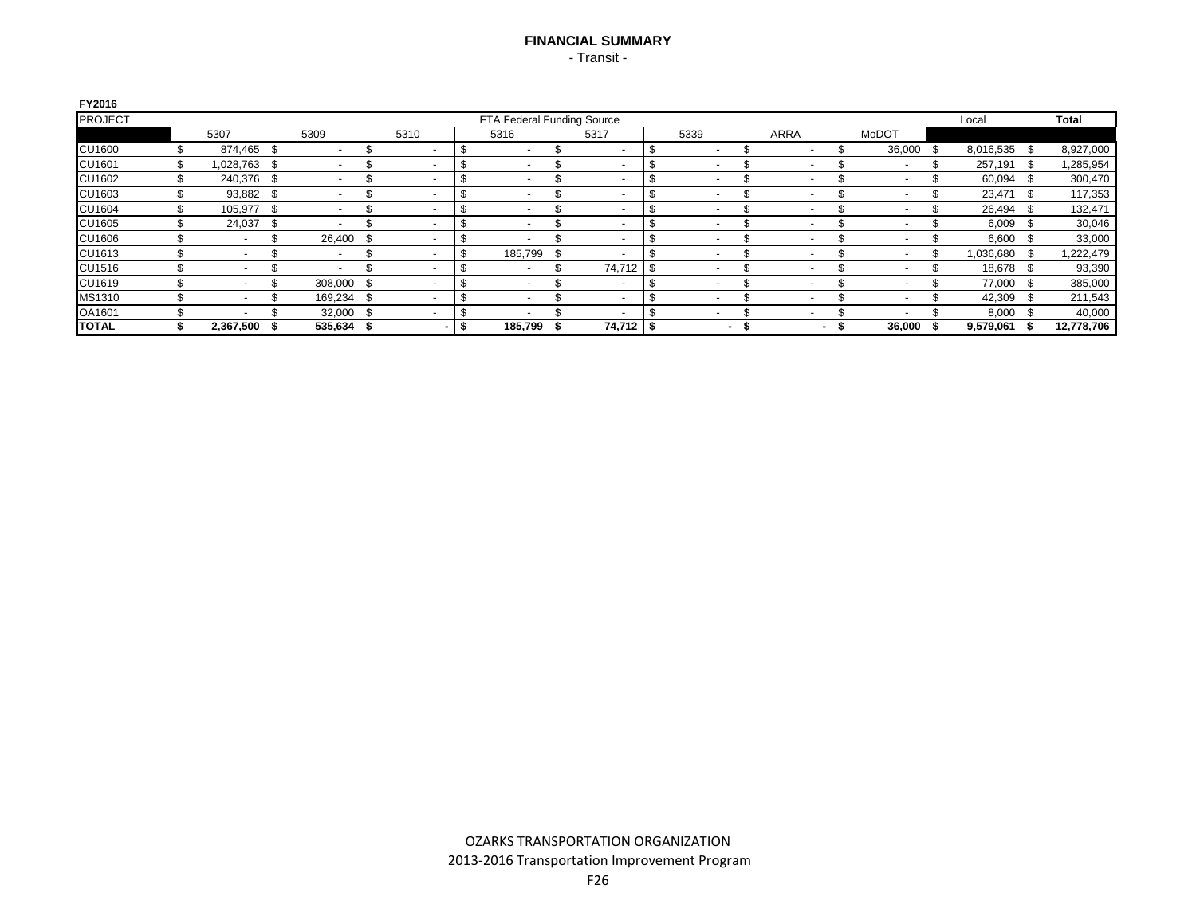# FINANCIAL SUMMARY

- Transit -

**FY2016**

| PROJECT | FTA Federal Funding Source | | | | | | | | Local | Total |
|---|---|---|---|---|---|---|---|---|---|---|
| | 5307 | 5309 | 5310 | 5316 | 5317 | 5339 | ARRA | MoDOT | | |
| CU1600 | $ 874,465 | $ - | $ - | $ - | $ - | $ - | $ - | $ 36,000 | $ 8,016,535 | $ 8,927,000 |
| CU1601 | $ 1,028,763 | $ - | $ - | $ - | $ - | $ - | $ - | $ - | $ 257,191 | $ 1,285,954 |
| CU1602 | $ 240,376 | $ - | $ - | $ - | $ - | $ - | $ - | $ - | $ 60,094 | $ 300,470 |
| CU1603 | $ 93,882 | $ - | $ - | $ - | $ - | $ - | $ - | $ - | $ 23,471 | $ 117,353 |
| CU1604 | $ 105,977 | $ - | $ - | $ - | $ - | $ - | $ - | $ - | $ 26,494 | $ 132,471 |
| CU1605 | $ 24,037 | $ - | $ - | $ - | $ - | $ - | $ - | $ - | $ 6,009 | $ 30,046 |
| CU1606 | $ - | $ 26,400 | $ - | $ - | $ - | $ - | $ - | $ - | $ 6,600 | $ 33,000 |
| CU1613 | $ - | $ - | $ - | $ 185,799 | $ - | $ - | $ - | $ - | $ 1,036,680 | $ 1,222,479 |
| CU1516 | $ - | $ - | $ - | $ - | $ 74,712 | $ - | $ - | $ - | $ 18,678 | $ 93,390 |
| CU1619 | $ - | $ 308,000 | $ - | $ - | $ - | $ - | $ - | $ - | $ 77,000 | $ 385,000 |
| MS1310 | $ - | $ 169,234 | $ - | $ - | $ - | $ - | $ - | $ - | $ 42,309 | $ 211,543 |
| OA1601 | $ - | $ 32,000 | $ - | $ - | $ - | $ - | $ - | $ - | $ 8,000 | $ 40,000 |
| **TOTAL** | **$ 2,367,500** | **$ 535,634** | **$ -** | **$ 185,799** | **$ 74,712** | **$ -** | **$ -** | **$ 36,000** | **$ 9,579,061** | **$ 12,778,706** |

OZARKS TRANSPORTATION ORGANIZATION
2013-2016 Transportation Improvement Program
F26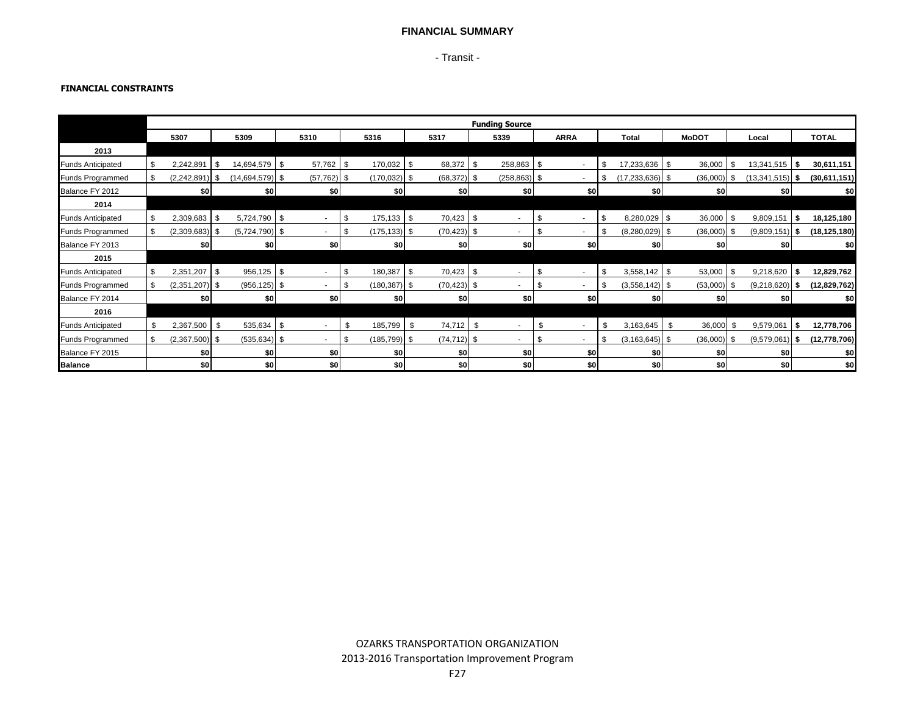# FINANCIAL SUMMARY

- Transit -

**FINANCIAL CONSTRAINTS**

| | Funding Source | | | | | | | | | | |
|---|---|---|---|---|---|---|---|---|---|---|---|
| | 5307 | 5309 | 5310 | 5316 | 5317 | 5339 | ARRA | Total | MoDOT | Local | TOTAL |
| **2013** | | | | | | | | | | | |
| Funds Anticipated | $ 2,242,891 | $ 14,694,579 | $ 57,762 | $ 170,032 | $ 68,372 | $ 258,863 | $ - | $ 17,233,636 | $ 36,000 | $ 13,341,515 | **$ 30,611,151** |
| Funds Programmed | $ (2,242,891) | $ (14,694,579) | $ (57,762) | $ (170,032) | $ (68,372) | $ (258,863) | $ - | $ (17,233,636) | $ (36,000) | $ (13,341,515) | **$ (30,611,151)** |
| Balance FY 2012 | **$0** | **$0** | **$0** | **$0** | **$0** | **$0** | **$0** | **$0** | **$0** | **$0** | **$0** |
| **2014** | | | | | | | | | | | |
| Funds Anticipated | $ 2,309,683 | $ 5,724,790 | $ - | $ 175,133 | $ 70,423 | $ - | $ - | $ 8,280,029 | $ 36,000 | $ 9,809,151 | **$ 18,125,180** |
| Funds Programmed | $ (2,309,683) | $ (5,724,790) | $ - | $ (175,133) | $ (70,423) | $ - | $ - | $ (8,280,029) | $ (36,000) | $ (9,809,151) | **$ (18,125,180)** |
| Balance FY 2013 | **$0** | **$0** | **$0** | **$0** | **$0** | **$0** | **$0** | **$0** | **$0** | **$0** | **$0** |
| **2015** | | | | | | | | | | | |
| Funds Anticipated | $ 2,351,207 | $ 956,125 | $ - | $ 180,387 | $ 70,423 | $ - | $ - | $ 3,558,142 | $ 53,000 | $ 9,218,620 | **$ 12,829,762** |
| Funds Programmed | $ (2,351,207) | $ (956,125) | $ - | $ (180,387) | $ (70,423) | $ - | $ - | $ (3,558,142) | $ (53,000) | $ (9,218,620) | **$ (12,829,762)** |
| Balance FY 2014 | **$0** | **$0** | **$0** | **$0** | **$0** | **$0** | **$0** | **$0** | **$0** | **$0** | **$0** |
| **2016** | | | | | | | | | | | |
| Funds Anticipated | $ 2,367,500 | $ 535,634 | $ - | $ 185,799 | $ 74,712 | $ - | $ - | $ 3,163,645 | $ 36,000 | $ 9,579,061 | **$ 12,778,706** |
| Funds Programmed | $ (2,367,500) | $ (535,634) | $ - | $ (185,799) | $ (74,712) | $ - | $ - | $ (3,163,645) | $ (36,000) | $ (9,579,061) | **$ (12,778,706)** |
| Balance FY 2015 | **$0** | **$0** | **$0** | **$0** | **$0** | **$0** | **$0** | **$0** | **$0** | **$0** | **$0** |
| **Balance** | **$0** | **$0** | **$0** | **$0** | **$0** | **$0** | **$0** | **$0** | **$0** | **$0** | **$0** |

OZARKS TRANSPORTATION ORGANIZATION

2013-2016 Transportation Improvement Program

F27